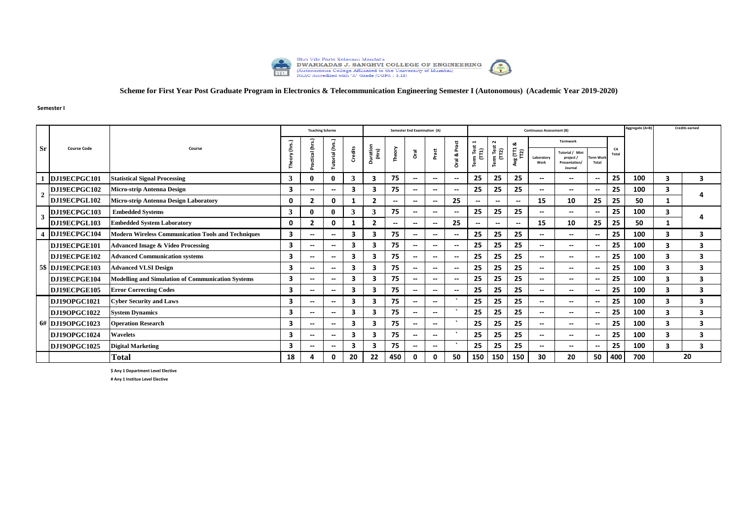Shri Vile Parle Kelavani Mandal's
DWARKADAS J. SANGHVI COLLEGE OF ENGINEERING
(Autonomous College Affiliated to the University of Mumbai)
NAAC Accredited with "A" Grade (CGPA : 3.18)

## Scheme for First Year Post Graduate Program in Electronics & Telecommunication Engineering Semester I (Autonomous) (Academic Year 2019-2020)

**Semester I**

| Sr | Course Code | Course | Teaching Scheme | | | | Semester End Examination (A) | | | | | Continuous Assessment (B) | | | | | | | | Aggregate (A+B) | Credits earned | |
|---|---|---|---|---|---|---|---|---|---|---|---|---|---|---|---|---|---|---|---|---|---|---|
| | | | Theory (hrs.) | Practical (hrs.) | Tutorial (hrs.) | Credits | Duration (Hrs) | Theory | Oral | Pract | Oral & Pract | Term Test 1 (TT1) | Term Test 2 (TT2) | Avg (TT1 & TT2) | Termwork | | | CA Total | | | |
| | | | | | | | | | | | | | | | Laboratory Work | Tutorial / Mini project / Presentation/ Journal | Term Work Total | | | | |
| 1 | DJ19ECPGC101 | Statistical Signal Processing | 3 | 0 | 0 | 3 | 3 | 75 | -- | -- | -- | 25 | 25 | 25 | -- | -- | -- | 25 | 100 | 3 | 3 |
| 2 | DJ19ECPGC102 | Micro-strip Antenna Design | 3 | -- | -- | 3 | 3 | 75 | -- | -- | -- | 25 | 25 | 25 | -- | -- | -- | 25 | 100 | 3 | 4 |
| | DJ19ECPGL102 | Micro-strip Antenna Design Laboratory | 0 | 2 | 0 | 1 | 2 | -- | -- | -- | 25 | -- | -- | -- | 15 | 10 | 25 | 25 | 50 | 1 | |
| 3 | DJ19ECPGC103 | Embedded Systems | 3 | 0 | 0 | 3 | 3 | 75 | -- | -- | -- | 25 | 25 | 25 | -- | -- | -- | 25 | 100 | 3 | 4 |
| | DJ19ECPGL103 | Embedded System Laboratory | 0 | 2 | 0 | 1 | 2 | -- | -- | -- | 25 | -- | -- | -- | 15 | 10 | 25 | 25 | 50 | 1 | |
| 4 | DJ19ECPGC104 | Modern Wireless Communication Tools and Techniques | 3 | -- | -- | 3 | 3 | 75 | -- | -- | -- | 25 | 25 | 25 | -- | -- | -- | 25 | 100 | 3 | 3 |
| 5$ | DJ19ECPGE101 | Advanced Image & Video Processing | 3 | -- | -- | 3 | 3 | 75 | -- | -- | -- | 25 | 25 | 25 | -- | -- | -- | 25 | 100 | 3 | 3 |
| | DJ19ECPGE102 | Advanced Communication systems | 3 | -- | -- | 3 | 3 | 75 | -- | -- | -- | 25 | 25 | 25 | -- | -- | -- | 25 | 100 | 3 | 3 |
| | DJ19ECPGE103 | Advanced VLSI Design | 3 | -- | -- | 3 | 3 | 75 | -- | -- | -- | 25 | 25 | 25 | -- | -- | -- | 25 | 100 | 3 | 3 |
| | DJ19ECPGE104 | Modelling and Simulation of Communication Systems | 3 | -- | -- | 3 | 3 | 75 | -- | -- | -- | 25 | 25 | 25 | -- | -- | -- | 25 | 100 | 3 | 3 |
| | DJ19ECPGE105 | Error Correcting Codes | 3 | -- | -- | 3 | 3 | 75 | -- | -- | -- | 25 | 25 | 25 | -- | -- | -- | 25 | 100 | 3 | 3 |
| 6# | DJ19OPGC1021 | Cyber Security and Laws | 3 | -- | -- | 3 | 3 | 75 | -- | -- | ` | 25 | 25 | 25 | -- | -- | -- | 25 | 100 | 3 | 3 |
| | DJ19OPGC1022 | System Dynamics | 3 | -- | -- | 3 | 3 | 75 | -- | -- | ` | 25 | 25 | 25 | -- | -- | -- | 25 | 100 | 3 | 3 |
| | DJ19OPGC1023 | Operation Research | 3 | -- | -- | 3 | 3 | 75 | -- | -- | ` | 25 | 25 | 25 | -- | -- | -- | 25 | 100 | 3 | 3 |
| | DJ19OPGC1024 | Wavelets | 3 | -- | -- | 3 | 3 | 75 | -- | -- | ` | 25 | 25 | 25 | -- | -- | -- | 25 | 100 | 3 | 3 |
| | DJ19OPGC1025 | Digital Marketing | 3 | -- | -- | 3 | 3 | 75 | -- | -- | ` | 25 | 25 | 25 | -- | -- | -- | 25 | 100 | 3 | 3 |
| | | **Total** | 18 | 4 | 0 | 20 | 22 | 450 | 0 | 0 | 50 | 150 | 150 | 150 | 30 | 20 | 50 | 400 | 700 | 20 | |

$ Any 1 Department Level Elective

# Any 1 Institue Level Elective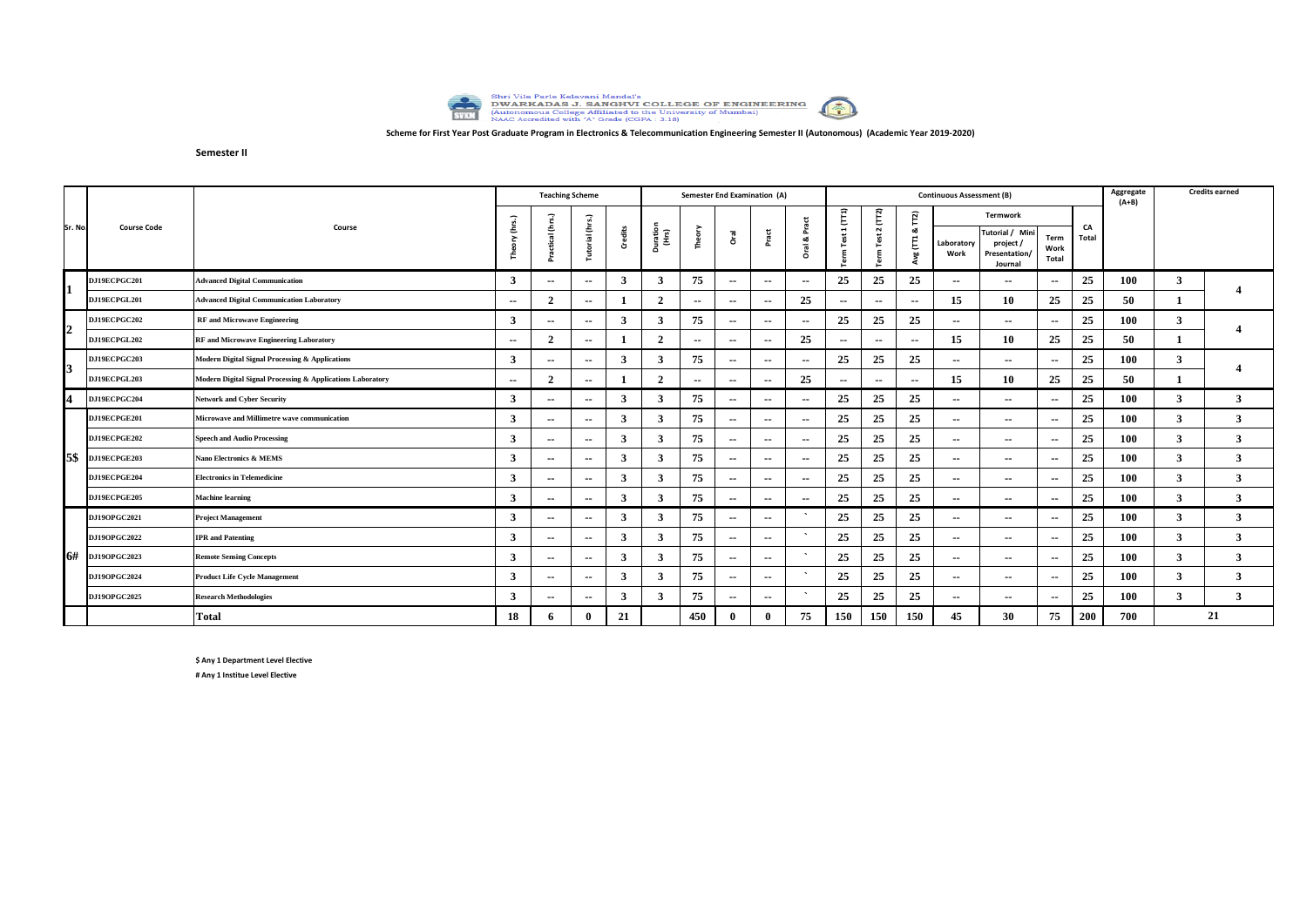Shri Vile Parle Kelavani Mandal's
DWARKADAS J. SANGHVI COLLEGE OF ENGINEERING
(Autonomous College Affiliated to the University of Mumbai)
NAAC Accredited with "A" Grade (CGPA : 3.18)

**Scheme for First Year Post Graduate Program in Electronics & Telecommunication Engineering Semester II (Autonomous) (Academic Year 2019-2020)**

**Semester II**

| Sr. No. | Course Code | Course | Teaching Scheme | | | | Semester End Examination (A) | | | | | Continuous Assessment (B) | | | | | | | | Aggregate (A+B) | Credits earned | |
|---|---|---|---|---|---|---|---|---|---|---|---|---|---|---|---|---|---|---|---|---|---|---|
| | | | Theory (hrs.) | Practical (hrs.) | Tutorial (hrs.) | Credits | Duration (Hrs) | Theory | Oral | Pract | Oral & Pract | Term Test 1 (TT1) | Term Test 2 (TT2) | Avg (TT1 & TT2) | Termwork: Laboratory Work | Termwork: Tutorial / Mini project / Presentation/ Journal | Termwork: Term Work Total | CA Total | | | |
| 1 | DJ19ECPGC201 | Advanced Digital Communication | 3 | -- | -- | 3 | 3 | 75 | -- | -- | -- | 25 | 25 | 25 | -- | -- | -- | 25 | 100 | 3 | 4 |
| | DJ19ECPGL201 | Advanced Digital Communication Laboratory | -- | 2 | -- | 1 | 2 | -- | -- | -- | 25 | -- | -- | -- | 15 | 10 | 25 | 25 | 50 | 1 | |
| 2 | DJ19ECPGC202 | RF and Microwave Engineering | 3 | -- | -- | 3 | 3 | 75 | -- | -- | -- | 25 | 25 | 25 | -- | -- | -- | 25 | 100 | 3 | 4 |
| | DJ19ECPGL202 | RF and Microwave Engineering Laboratory | -- | 2 | -- | 1 | 2 | -- | -- | -- | 25 | -- | -- | -- | 15 | 10 | 25 | 25 | 50 | 1 | |
| 3 | DJ19ECPGC203 | Modern Digital Signal Processing & Applications | 3 | -- | -- | 3 | 3 | 75 | -- | -- | -- | 25 | 25 | 25 | -- | -- | -- | 25 | 100 | 3 | 4 |
| | DJ19ECPGL203 | Modern Digital Signal Processing & Applications Laboratory | -- | 2 | -- | 1 | 2 | -- | -- | -- | 25 | -- | -- | -- | 15 | 10 | 25 | 25 | 50 | 1 | |
| 4 | DJ19ECPGC204 | Network and Cyber Security | 3 | -- | -- | 3 | 3 | 75 | -- | -- | -- | 25 | 25 | 25 | -- | -- | -- | 25 | 100 | 3 | 3 |
| 5$ | DJ19ECPGE201 | Microwave and Millimetre wave communication | 3 | -- | -- | 3 | 3 | 75 | -- | -- | -- | 25 | 25 | 25 | -- | -- | -- | 25 | 100 | 3 | 3 |
| | DJ19ECPGE202 | Speech and Audio Processing | 3 | -- | -- | 3 | 3 | 75 | -- | -- | -- | 25 | 25 | 25 | -- | -- | -- | 25 | 100 | 3 | 3 |
| | DJ19ECPGE203 | Nano Electronics & MEMS | 3 | -- | -- | 3 | 3 | 75 | -- | -- | -- | 25 | 25 | 25 | -- | -- | -- | 25 | 100 | 3 | 3 |
| | DJ19ECPGE204 | Electronics in Telemedicine | 3 | -- | -- | 3 | 3 | 75 | -- | -- | -- | 25 | 25 | 25 | -- | -- | -- | 25 | 100 | 3 | 3 |
| | DJ19ECPGE205 | Machine learning | 3 | -- | -- | 3 | 3 | 75 | -- | -- | -- | 25 | 25 | 25 | -- | -- | -- | 25 | 100 | 3 | 3 |
| 6# | DJ19OPGC2021 | Project Management | 3 | -- | -- | 3 | 3 | 75 | -- | -- | ` | 25 | 25 | 25 | -- | -- | -- | 25 | 100 | 3 | 3 |
| | DJ19OPGC2022 | IPR and Patenting | 3 | -- | -- | 3 | 3 | 75 | -- | -- | ` | 25 | 25 | 25 | -- | -- | -- | 25 | 100 | 3 | 3 |
| | DJ19OPGC2023 | Remote Sensing Concepts | 3 | -- | -- | 3 | 3 | 75 | -- | -- | ` | 25 | 25 | 25 | -- | -- | -- | 25 | 100 | 3 | 3 |
| | DJ19OPGC2024 | Product Life Cycle Management | 3 | -- | -- | 3 | 3 | 75 | -- | -- | ` | 25 | 25 | 25 | -- | -- | -- | 25 | 100 | 3 | 3 |
| | DJ19OPGC2025 | Research Methodologies | 3 | -- | -- | 3 | 3 | 75 | -- | -- | ` | 25 | 25 | 25 | -- | -- | -- | 25 | 100 | 3 | 3 |
| | | **Total** | 18 | 6 | 0 | 21 | | 450 | 0 | 0 | 75 | 150 | 150 | 150 | 45 | 30 | 75 | 200 | 700 | 21 | |

$ Any 1 Department Level Elective

# Any 1 Institue Level Elective